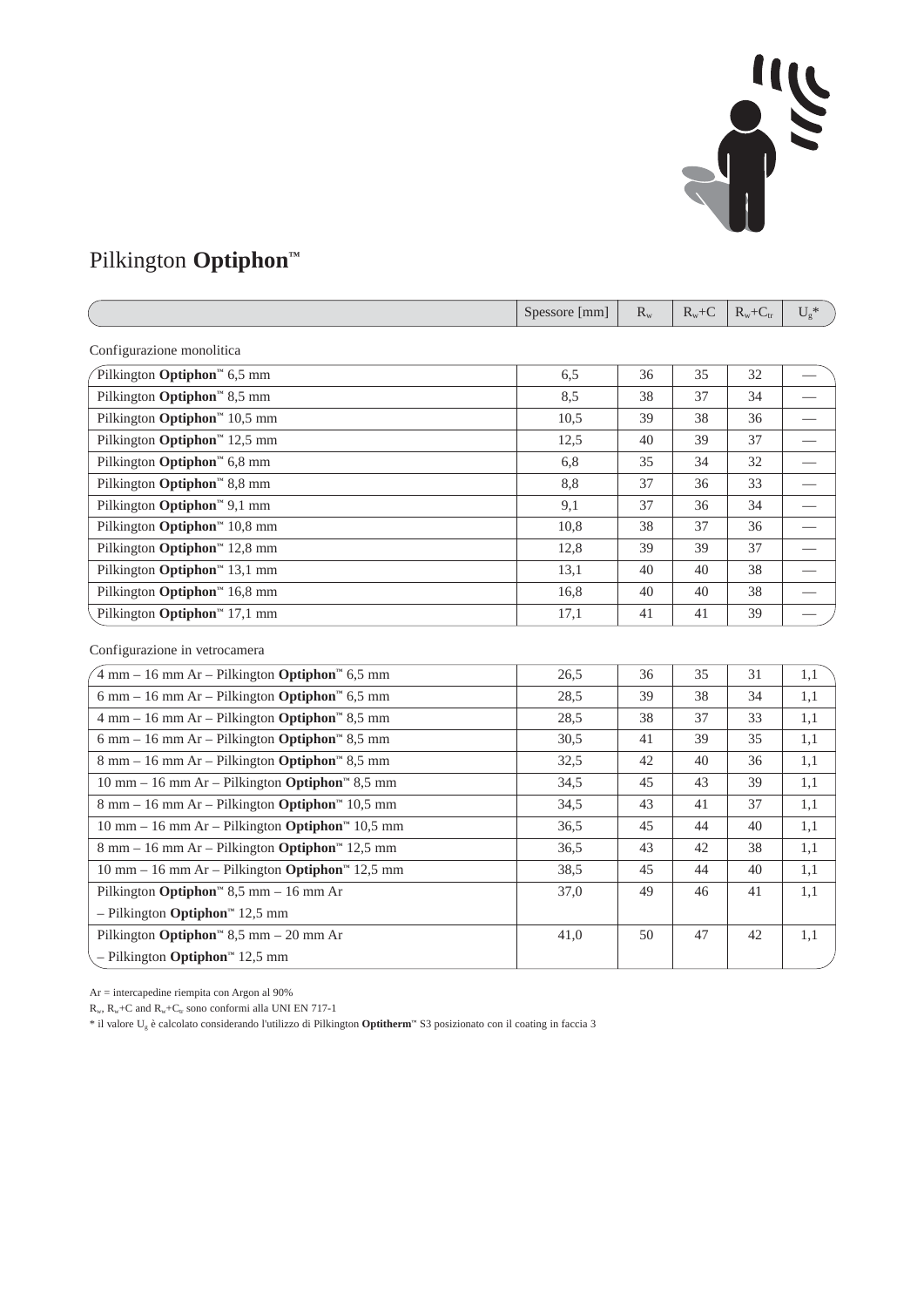# Pilkington **Optiphon**™

| | Spessore [mm] | $R_w$ | $R_w$+C | $R_w$+$C_{tr}$ | $U_g$* |
|---|---|---|---|---|---|
| **Configurazione monolitica** | | | | | |
| Pilkington **Optiphon**™ 6,5 mm | 6,5 | 36 | 35 | 32 | — |
| Pilkington **Optiphon**™ 8,5 mm | 8,5 | 38 | 37 | 34 | — |
| Pilkington **Optiphon**™ 10,5 mm | 10,5 | 39 | 38 | 36 | — |
| Pilkington **Optiphon**™ 12,5 mm | 12,5 | 40 | 39 | 37 | — |
| Pilkington **Optiphon**™ 6,8 mm | 6,8 | 35 | 34 | 32 | — |
| Pilkington **Optiphon**™ 8,8 mm | 8,8 | 37 | 36 | 33 | — |
| Pilkington **Optiphon**™ 9,1 mm | 9,1 | 37 | 36 | 34 | — |
| Pilkington **Optiphon**™ 10,8 mm | 10,8 | 38 | 37 | 36 | — |
| Pilkington **Optiphon**™ 12,8 mm | 12,8 | 39 | 39 | 37 | — |
| Pilkington **Optiphon**™ 13,1 mm | 13,1 | 40 | 40 | 38 | — |
| Pilkington **Optiphon**™ 16,8 mm | 16,8 | 40 | 40 | 38 | — |
| Pilkington **Optiphon**™ 17,1 mm | 17,1 | 41 | 41 | 39 | — |
| **Configurazione in vetrocamera** | | | | | |
| 4 mm – 16 mm Ar – Pilkington **Optiphon**™ 6,5 mm | 26,5 | 36 | 35 | 31 | 1,1 |
| 6 mm – 16 mm Ar – Pilkington **Optiphon**™ 6,5 mm | 28,5 | 39 | 38 | 34 | 1,1 |
| 4 mm – 16 mm Ar – Pilkington **Optiphon**™ 8,5 mm | 28,5 | 38 | 37 | 33 | 1,1 |
| 6 mm – 16 mm Ar – Pilkington **Optiphon**™ 8,5 mm | 30,5 | 41 | 39 | 35 | 1,1 |
| 8 mm – 16 mm Ar – Pilkington **Optiphon**™ 8,5 mm | 32,5 | 42 | 40 | 36 | 1,1 |
| 10 mm – 16 mm Ar – Pilkington **Optiphon**™ 8,5 mm | 34,5 | 45 | 43 | 39 | 1,1 |
| 8 mm – 16 mm Ar – Pilkington **Optiphon**™ 10,5 mm | 34,5 | 43 | 41 | 37 | 1,1 |
| 10 mm – 16 mm Ar – Pilkington **Optiphon**™ 10,5 mm | 36,5 | 45 | 44 | 40 | 1,1 |
| 8 mm – 16 mm Ar – Pilkington **Optiphon**™ 12,5 mm | 36,5 | 43 | 42 | 38 | 1,1 |
| 10 mm – 16 mm Ar – Pilkington **Optiphon**™ 12,5 mm | 38,5 | 45 | 44 | 40 | 1,1 |
| Pilkington **Optiphon**™ 8,5 mm – 16 mm Ar – Pilkington **Optiphon**™ 12,5 mm | 37,0 | 49 | 46 | 41 | 1,1 |
| Pilkington **Optiphon**™ 8,5 mm – 20 mm Ar – Pilkington **Optiphon**™ 12,5 mm | 41,0 | 50 | 47 | 42 | 1,1 |

Ar = intercapedine riempita con Argon al 90%

$R_w$, $R_w$+C and $R_w$+$C_{tr}$ sono conformi alla UNI EN 717-1

* il valore $U_g$ è calcolato considerando l'utilizzo di Pilkington **Optitherm**™ S3 posizionato con il coating in faccia 3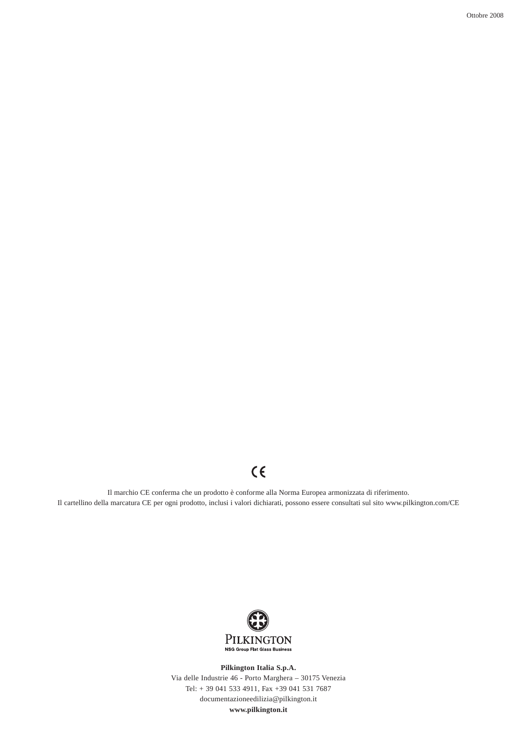Ottobre 2008

CE

Il marchio CE conferma che un prodotto è conforme alla Norma Europea armonizzata di riferimento.
Il cartellino della marcatura CE per ogni prodotto, inclusi i valori dichiarati, possono essere consultati sul sito www.pilkington.com/CE

PILKINGTON
NSG Group Flat Glass Business

**Pilkington Italia S.p.A.**
Via delle Industrie 46 - Porto Marghera – 30175 Venezia
Tel: + 39 041 533 4911, Fax +39 041 531 7687
documentazioneedilizia@pilkington.it
**www.pilkington.it**